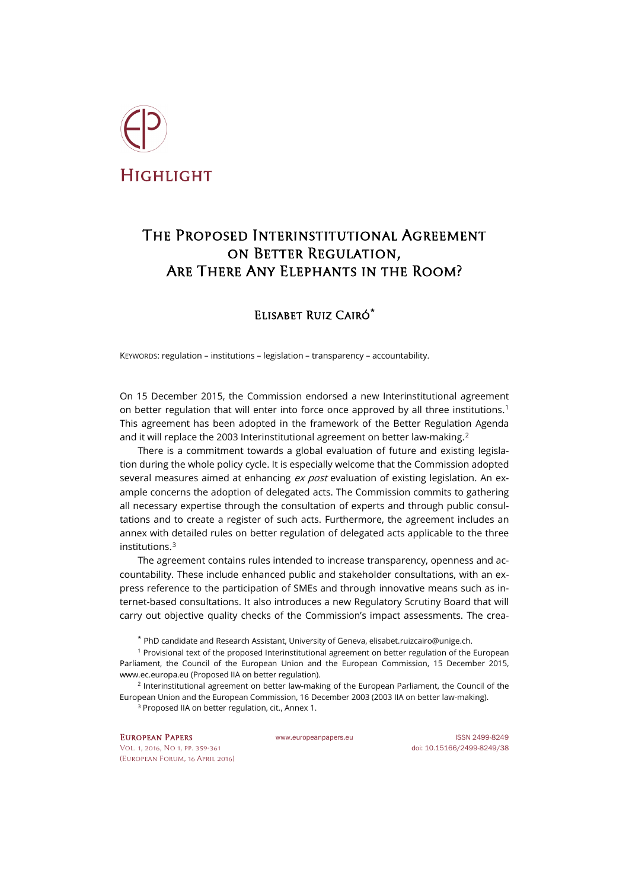# Highlight

## The Proposed Interinstitutional Agreement on Better Regulation, Are There Any Elephants in the Room?

### Elisabet Ruiz Cairó[*]

Keywords: regulation – institutions – legislation – transparency – accountability.

On 15 December 2015, the Commission endorsed a new Interinstitutional agreement on better regulation that will enter into force once approved by all three institutions.[1] This agreement has been adopted in the framework of the Better Regulation Agenda and it will replace the 2003 Interinstitutional agreement on better law-making.[2]

There is a commitment towards a global evaluation of future and existing legislation during the whole policy cycle. It is especially welcome that the Commission adopted several measures aimed at enhancing *ex post* evaluation of existing legislation. An example concerns the adoption of delegated acts. The Commission commits to gathering all necessary expertise through the consultation of experts and through public consultations and to create a register of such acts. Furthermore, the agreement includes an annex with detailed rules on better regulation of delegated acts applicable to the three institutions.[3]

The agreement contains rules intended to increase transparency, openness and accountability. These include enhanced public and stakeholder consultations, with an express reference to the participation of SMEs and through innovative means such as internet-based consultations. It also introduces a new Regulatory Scrutiny Board that will carry out objective quality checks of the Commission's impact assessments. The crea-

[*] PhD candidate and Research Assistant, University of Geneva, elisabet.ruizcairo@unige.ch.

[1] Provisional text of the proposed Interinstitutional agreement on better regulation of the European Parliament, the Council of the European Union and the European Commission, 15 December 2015, www.ec.europa.eu (Proposed IIA on better regulation).

[2] Interinstitutional agreement on better law-making of the European Parliament, the Council of the European Union and the European Commission, 16 December 2003 (2003 IIA on better law-making).

[3] Proposed IIA on better regulation, cit., Annex 1.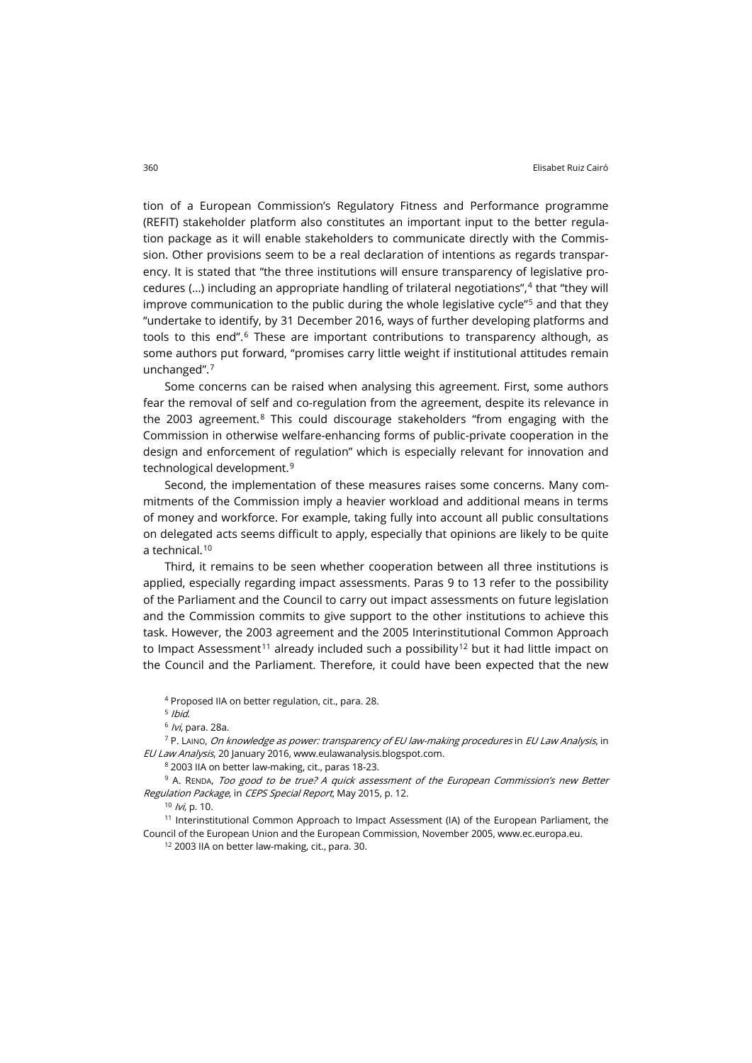tion of a European Commission's Regulatory Fitness and Performance programme (REFIT) stakeholder platform also constitutes an important input to the better regulation package as it will enable stakeholders to communicate directly with the Commission. Other provisions seem to be a real declaration of intentions as regards transparency. It is stated that "the three institutions will ensure transparency of legislative procedures (…) including an appropriate handling of trilateral negotiations",[4] that "they will improve communication to the public during the whole legislative cycle"[5] and that they "undertake to identify, by 31 December 2016, ways of further developing platforms and tools to this end".[6] These are important contributions to transparency although, as some authors put forward, "promises carry little weight if institutional attitudes remain unchanged".[7]

Some concerns can be raised when analysing this agreement. First, some authors fear the removal of self and co-regulation from the agreement, despite its relevance in the 2003 agreement.[8] This could discourage stakeholders "from engaging with the Commission in otherwise welfare-enhancing forms of public-private cooperation in the design and enforcement of regulation" which is especially relevant for innovation and technological development.[9]

Second, the implementation of these measures raises some concerns. Many commitments of the Commission imply a heavier workload and additional means in terms of money and workforce. For example, taking fully into account all public consultations on delegated acts seems difficult to apply, especially that opinions are likely to be quite a technical.[10]

Third, it remains to be seen whether cooperation between all three institutions is applied, especially regarding impact assessments. Paras 9 to 13 refer to the possibility of the Parliament and the Council to carry out impact assessments on future legislation and the Commission commits to give support to the other institutions to achieve this task. However, the 2003 agreement and the 2005 Interinstitutional Common Approach to Impact Assessment[11] already included such a possibility[12] but it had little impact on the Council and the Parliament. Therefore, it could have been expected that the new

[4] Proposed IIA on better regulation, cit., para. 28.

[5] *Ibid.*

[6] *Ivi*, para. 28a.

[7] P. Laino, *On knowledge as power: transparency of EU law-making procedures* in *EU Law Analysis*, in *EU Law Analysis*, 20 January 2016, www.eulawanalysis.blogspot.com.

[8] 2003 IIA on better law-making, cit., paras 18-23.

[9] A. Renda, *Too good to be true? A quick assessment of the European Commission's new Better Regulation Package*, in *CEPS Special Report*, May 2015, p. 12.

[10] *Ivi*, p. 10.

[11] Interinstitutional Common Approach to Impact Assessment (IA) of the European Parliament, the Council of the European Union and the European Commission, November 2005, www.ec.europa.eu.

[12] 2003 IIA on better law-making, cit., para. 30.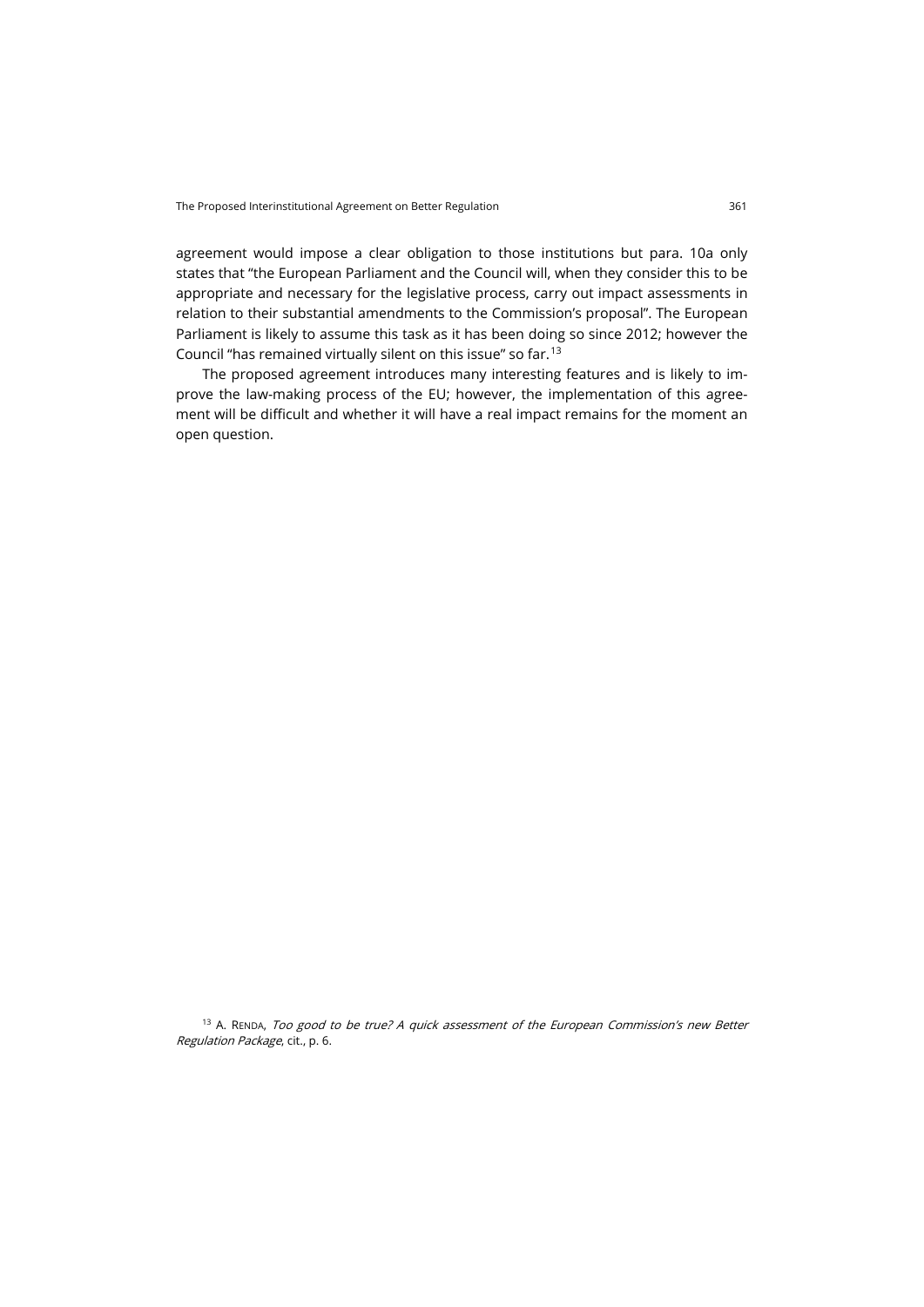agreement would impose a clear obligation to those institutions but para. 10a only states that "the European Parliament and the Council will, when they consider this to be appropriate and necessary for the legislative process, carry out impact assessments in relation to their substantial amendments to the Commission's proposal". The European Parliament is likely to assume this task as it has been doing so since 2012; however the Council "has remained virtually silent on this issue" so far.[13]

The proposed agreement introduces many interesting features and is likely to improve the law-making process of the EU; however, the implementation of this agreement will be difficult and whether it will have a real impact remains for the moment an open question.

[13] A. Renda, *Too good to be true? A quick assessment of the European Commission's new Better Regulation Package*, cit., p. 6.